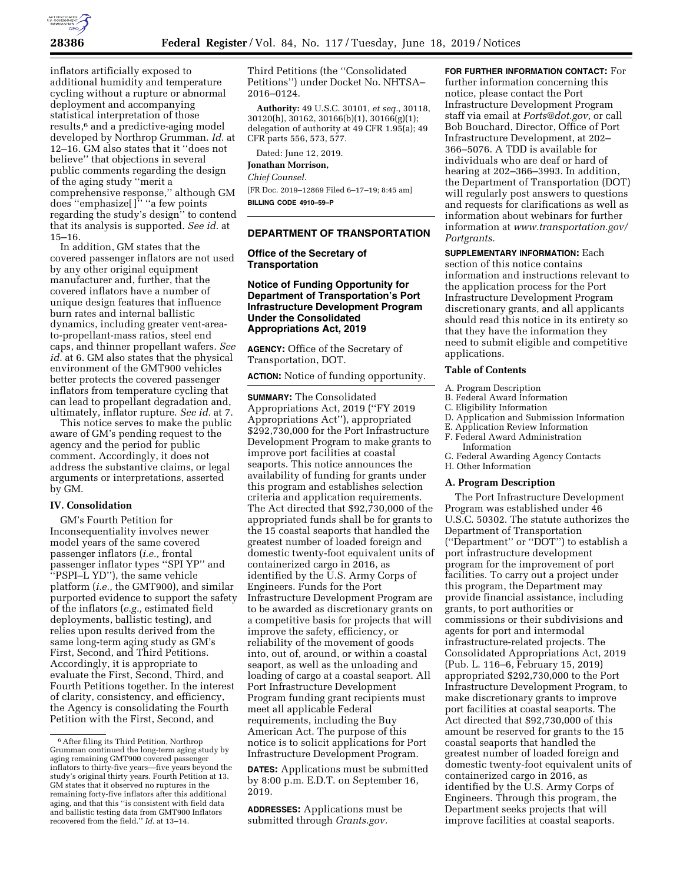inflators artificially exposed to additional humidity and temperature cycling without a rupture or abnormal deployment and accompanying statistical interpretation of those results,[6] and a predictive-aging model developed by Northrop Grumman. *Id.* at 12–16. GM also states that it ''does not believe'' that objections in several public comments regarding the design of the aging study ''merit a comprehensive response,'' although GM does ''emphasize[ ]'' ''a few points regarding the study's design'' to contend that its analysis is supported. *See id.* at 15–16.

In addition, GM states that the covered passenger inflators are not used by any other original equipment manufacturer and, further, that the covered inflators have a number of unique design features that influence burn rates and internal ballistic dynamics, including greater vent-area-to-propellant-mass ratios, steel end caps, and thinner propellant wafers. *See id.* at 6. GM also states that the physical environment of the GMT900 vehicles better protects the covered passenger inflators from temperature cycling that can lead to propellant degradation and, ultimately, inflator rupture. *See id.* at 7.

This notice serves to make the public aware of GM's pending request to the agency and the period for public comment. Accordingly, it does not address the substantive claims, or legal arguments or interpretations, asserted by GM.

**IV. Consolidation**

GM's Fourth Petition for Inconsequentiality involves newer model years of the same covered passenger inflators (*i.e.,* frontal passenger inflator types ''SPI YP'' and ''PSPI–L YD''), the same vehicle platform (*i.e.,* the GMT900), and similar purported evidence to support the safety of the inflators (*e.g.,* estimated field deployments, ballistic testing), and relies upon results derived from the same long-term aging study as GM's First, Second, and Third Petitions. Accordingly, it is appropriate to evaluate the First, Second, Third, and Fourth Petitions together. In the interest of clarity, consistency, and efficiency, the Agency is consolidating the Fourth Petition with the First, Second, and Third Petitions (the ''Consolidated Petitions'') under Docket No. NHTSA–2016–0124.

**Authority:** 49 U.S.C. 30101, *et seq.,* 30118, 30120(h), 30162, 30166(b)(1), 30166(g)(1); delegation of authority at 49 CFR 1.95(a); 49 CFR parts 556, 573, 577.

Dated: June 12, 2019.

**Jonathan Morrison,**

*Chief Counsel.*

[FR Doc. 2019–12869 Filed 6–17–19; 8:45 am]

**BILLING CODE 4910–59–P**

[6] After filing its Third Petition, Northrop Grumman continued the long-term aging study by aging remaining GMT900 covered passenger inflators to thirty-five years—five years beyond the study's original thirty years. Fourth Petition at 13. GM states that it observed no ruptures in the remaining forty-five inflators after this additional aging, and that this ''is consistent with field data and ballistic testing data from GMT900 Inflators recovered from the field.'' *Id.* at 13–14.

## DEPARTMENT OF TRANSPORTATION

### Office of the Secretary of Transportation

### Notice of Funding Opportunity for Department of Transportation's Port Infrastructure Development Program Under the Consolidated Appropriations Act, 2019

**AGENCY:** Office of the Secretary of Transportation, DOT.

**ACTION:** Notice of funding opportunity.

**SUMMARY:** The Consolidated Appropriations Act, 2019 (''FY 2019 Appropriations Act''), appropriated $292,730,000 for the Port Infrastructure Development Program to make grants to improve port facilities at coastal seaports. This notice announces the availability of funding for grants under this program and establishes selection criteria and application requirements. The Act directed that $92,730,000 of the appropriated funds shall be for grants to the 15 coastal seaports that handled the greatest number of loaded foreign and domestic twenty-foot equivalent units of containerized cargo in 2016, as identified by the U.S. Army Corps of Engineers. Funds for the Port Infrastructure Development Program are to be awarded as discretionary grants on a competitive basis for projects that will improve the safety, efficiency, or reliability of the movement of goods into, out of, around, or within a coastal seaport, as well as the unloading and loading of cargo at a coastal seaport. All Port Infrastructure Development Program funding grant recipients must meet all applicable Federal requirements, including the Buy American Act. The purpose of this notice is to solicit applications for Port Infrastructure Development Program.

**DATES:** Applications must be submitted by 8:00 p.m. E.D.T. on September 16, 2019.

**ADDRESSES:** Applications must be submitted through *Grants.gov.*

**FOR FURTHER INFORMATION CONTACT:** For further information concerning this notice, please contact the Port Infrastructure Development Program staff via email at *Ports@dot.gov,* or call Bob Bouchard, Director, Office of Port Infrastructure Development, at 202–366–5076. A TDD is available for individuals who are deaf or hard of hearing at 202–366–3993. In addition, the Department of Transportation (DOT) will regularly post answers to questions and requests for clarifications as well as information about webinars for further information at *www.transportation.gov/Portgrants.*

**SUPPLEMENTARY INFORMATION:** Each section of this notice contains information and instructions relevant to the application process for the Port Infrastructure Development Program discretionary grants, and all applicants should read this notice in its entirety so that they have the information they need to submit eligible and competitive applications.

**Table of Contents**

A. Program Description
B. Federal Award Information
C. Eligibility Information
D. Application and Submission Information
E. Application Review Information
F. Federal Award Administration Information
G. Federal Awarding Agency Contacts
H. Other Information

**A. Program Description**

The Port Infrastructure Development Program was established under 46 U.S.C. 50302. The statute authorizes the Department of Transportation (''Department'' or ''DOT'') to establish a port infrastructure development program for the improvement of port facilities. To carry out a project under this program, the Department may provide financial assistance, including grants, to port authorities or commissions or their subdivisions and agents for port and intermodal infrastructure-related projects. The Consolidated Appropriations Act, 2019 (Pub. L. 116–6, February 15, 2019) appropriated $292,730,000 to the Port Infrastructure Development Program, to make discretionary grants to improve port facilities at coastal seaports. The Act directed that $92,730,000 of this amount be reserved for grants to the 15 coastal seaports that handled the greatest number of loaded foreign and domestic twenty-foot equivalent units of containerized cargo in 2016, as identified by the U.S. Army Corps of Engineers. Through this program, the Department seeks projects that will improve facilities at coastal seaports.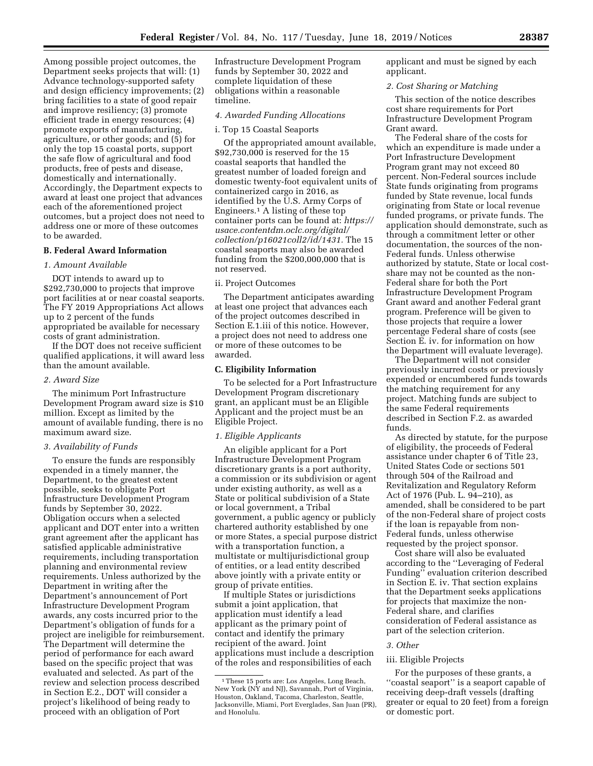Among possible project outcomes, the Department seeks projects that will: (1) Advance technology-supported safety and design efficiency improvements; (2) bring facilities to a state of good repair and improve resiliency; (3) promote efficient trade in energy resources; (4) promote exports of manufacturing, agriculture, or other goods; and (5) for only the top 15 coastal ports, support the safe flow of agricultural and food products, free of pests and disease, domestically and internationally. Accordingly, the Department expects to award at least one project that advances each of the aforementioned project outcomes, but a project does not need to address one or more of these outcomes to be awarded.

## B. Federal Award Information

### *1. Amount Available*

DOT intends to award up to $292,730,000 to projects that improve port facilities at or near coastal seaports. The FY 2019 Appropriations Act allows up to 2 percent of the funds appropriated be available for necessary costs of grant administration.

If the DOT does not receive sufficient qualified applications, it will award less than the amount available.

### *2. Award Size*

The minimum Port Infrastructure Development Program award size is $10 million. Except as limited by the amount of available funding, there is no maximum award size.

### *3. Availability of Funds*

To ensure the funds are responsibly expended in a timely manner, the Department, to the greatest extent possible, seeks to obligate Port Infrastructure Development Program funds by September 30, 2022. Obligation occurs when a selected applicant and DOT enter into a written grant agreement after the applicant has satisfied applicable administrative requirements, including transportation planning and environmental review requirements. Unless authorized by the Department in writing after the Department's announcement of Port Infrastructure Development Program awards, any costs incurred prior to the Department's obligation of funds for a project are ineligible for reimbursement. The Department will determine the period of performance for each award based on the specific project that was evaluated and selected. As part of the review and selection process described in Section E.2., DOT will consider a project's likelihood of being ready to proceed with an obligation of Port Infrastructure Development Program funds by September 30, 2022 and complete liquidation of these obligations within a reasonable timeline.

### *4. Awarded Funding Allocations*

i. Top 15 Coastal Seaports

Of the appropriated amount available, $92,730,000 is reserved for the 15 coastal seaports that handled the greatest number of loaded foreign and domestic twenty-foot equivalent units of containerized cargo in 2016, as identified by the U.S. Army Corps of Engineers.[1] A listing of these top container ports can be found at: *https://usace.contentdm.oclc.org/digital/collection/p16021coll2/id/1431.* The 15 coastal seaports may also be awarded funding from the $200,000,000 that is not reserved.

ii. Project Outcomes

The Department anticipates awarding at least one project that advances each of the project outcomes described in Section E.1.iii of this notice. However, a project does not need to address one or more of these outcomes to be awarded.

## C. Eligibility Information

To be selected for a Port Infrastructure Development Program discretionary grant, an applicant must be an Eligible Applicant and the project must be an Eligible Project.

### *1. Eligible Applicants*

An eligible applicant for a Port Infrastructure Development Program discretionary grants is a port authority, a commission or its subdivision or agent under existing authority, as well as a State or political subdivision of a State or local government, a Tribal government, a public agency or publicly chartered authority established by one or more States, a special purpose district with a transportation function, a multistate or multijurisdictional group of entities, or a lead entity described above jointly with a private entity or group of private entities.

If multiple States or jurisdictions submit a joint application, that application must identify a lead applicant as the primary point of contact and identify the primary recipient of the award. Joint applications must include a description of the roles and responsibilities of each applicant and must be signed by each applicant.

### *2. Cost Sharing or Matching*

This section of the notice describes cost share requirements for Port Infrastructure Development Program Grant award.

The Federal share of the costs for which an expenditure is made under a Port Infrastructure Development Program grant may not exceed 80 percent. Non-Federal sources include State funds originating from programs funded by State revenue, local funds originating from State or local revenue funded programs, or private funds. The application should demonstrate, such as through a commitment letter or other documentation, the sources of the non-Federal funds. Unless otherwise authorized by statute, State or local cost-share may not be counted as the non-Federal share for both the Port Infrastructure Development Program Grant award and another Federal grant program. Preference will be given to those projects that require a lower percentage Federal share of costs (see Section E. iv. for information on how the Department will evaluate leverage).

The Department will not consider previously incurred costs or previously expended or encumbered funds towards the matching requirement for any project. Matching funds are subject to the same Federal requirements described in Section F.2. as awarded funds.

As directed by statute, for the purpose of eligibility, the proceeds of Federal assistance under chapter 6 of Title 23, United States Code or sections 501 through 504 of the Railroad and Revitalization and Regulatory Reform Act of 1976 (Pub. L. 94–210), as amended, shall be considered to be part of the non-Federal share of project costs if the loan is repayable from non-Federal funds, unless otherwise requested by the project sponsor.

Cost share will also be evaluated according to the "Leveraging of Federal Funding" evaluation criterion described in Section E. iv. That section explains that the Department seeks applications for projects that maximize the non-Federal share, and clarifies consideration of Federal assistance as part of the selection criterion.

### *3. Other*

iii. Eligible Projects

For the purposes of these grants, a "coastal seaport" is a seaport capable of receiving deep-draft vessels (drafting greater or equal to 20 feet) from a foreign or domestic port.

---

[1] These 15 ports are: Los Angeles, Long Beach, New York (NY and NJ), Savannah, Port of Virginia, Houston, Oakland, Tacoma, Charleston, Seattle, Jacksonville, Miami, Port Everglades, San Juan (PR), and Honolulu.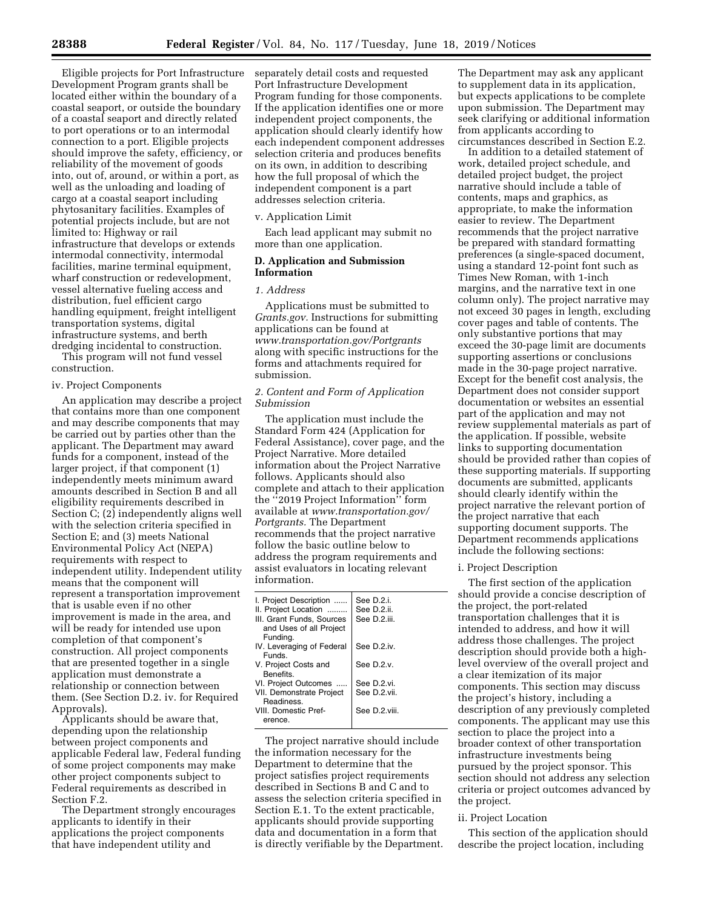Eligible projects for Port Infrastructure Development Program grants shall be located either within the boundary of a coastal seaport, or outside the boundary of a coastal seaport and directly related to port operations or to an intermodal connection to a port. Eligible projects should improve the safety, efficiency, or reliability of the movement of goods into, out of, around, or within a port, as well as the unloading and loading of cargo at a coastal seaport including phytosanitary facilities. Examples of potential projects include, but are not limited to: Highway or rail infrastructure that develops or extends intermodal connectivity, intermodal facilities, marine terminal equipment, wharf construction or redevelopment, vessel alternative fueling access and distribution, fuel efficient cargo handling equipment, freight intelligent transportation systems, digital infrastructure systems, and berth dredging incidental to construction.

This program will not fund vessel construction.

iv. Project Components

An application may describe a project that contains more than one component and may describe components that may be carried out by parties other than the applicant. The Department may award funds for a component, instead of the larger project, if that component (1) independently meets minimum award amounts described in Section B and all eligibility requirements described in Section C; (2) independently aligns well with the selection criteria specified in Section E; and (3) meets National Environmental Policy Act (NEPA) requirements with respect to independent utility. Independent utility means that the component will represent a transportation improvement that is usable even if no other improvement is made in the area, and will be ready for intended use upon completion of that component's construction. All project components that are presented together in a single application must demonstrate a relationship or connection between them. (See Section D.2. iv. for Required Approvals).

Applicants should be aware that, depending upon the relationship between project components and applicable Federal law, Federal funding of some project components may make other project components subject to Federal requirements as described in Section F.2.

The Department strongly encourages applicants to identify in their applications the project components that have independent utility and separately detail costs and requested Port Infrastructure Development Program funding for those components. If the application identifies one or more independent project components, the application should clearly identify how each independent component addresses selection criteria and produces benefits on its own, in addition to describing how the full proposal of which the independent component is a part addresses selection criteria.

v. Application Limit

Each lead applicant may submit no more than one application.

## D. Application and Submission Information

### 1. Address

Applications must be submitted to *Grants.gov.* Instructions for submitting applications can be found at *www.transportation.gov/Portgrants* along with specific instructions for the forms and attachments required for submission.

### 2. Content and Form of Application Submission

The application must include the Standard Form 424 (Application for Federal Assistance), cover page, and the Project Narrative. More detailed information about the Project Narrative follows. Applicants should also complete and attach to their application the ''2019 Project Information'' form available at *www.transportation.gov/Portgrants.* The Department recommends that the project narrative follow the basic outline below to address the program requirements and assist evaluators in locating relevant information.

| | |
|---|---|
| I. Project Description | See D.2.i. |
| II. Project Location | See D.2.ii. |
| III. Grant Funds, Sources and Uses of all Project Funding. | See D.2.iii. |
| IV. Leveraging of Federal Funds. | See D.2.iv. |
| V. Project Costs and Benefits. | See D.2.v. |
| VI. Project Outcomes | See D.2.vi. |
| VII. Demonstrate Project Readiness. | See D.2.vii. |
| VIII. Domestic Preference. | See D.2.viii. |

The project narrative should include the information necessary for the Department to determine that the project satisfies project requirements described in Sections B and C and to assess the selection criteria specified in Section E.1. To the extent practicable, applicants should provide supporting data and documentation in a form that is directly verifiable by the Department. The Department may ask any applicant to supplement data in its application, but expects applications to be complete upon submission. The Department may seek clarifying or additional information from applicants according to circumstances described in Section E.2.

In addition to a detailed statement of work, detailed project schedule, and detailed project budget, the project narrative should include a table of contents, maps and graphics, as appropriate, to make the information easier to review. The Department recommends that the project narrative be prepared with standard formatting preferences (a single-spaced document, using a standard 12-point font such as Times New Roman, with 1-inch margins, and the narrative text in one column only). The project narrative may not exceed 30 pages in length, excluding cover pages and table of contents. The only substantive portions that may exceed the 30-page limit are documents supporting assertions or conclusions made in the 30-page project narrative. Except for the benefit cost analysis, the Department does not consider support documentation or websites an essential part of the application and may not review supplemental materials as part of the application. If possible, website links to supporting documentation should be provided rather than copies of these supporting materials. If supporting documents are submitted, applicants should clearly identify within the project narrative the relevant portion of the project narrative that each supporting document supports. The Department recommends applications include the following sections:

i. Project Description

The first section of the application should provide a concise description of the project, the port-related transportation challenges that it is intended to address, and how it will address those challenges. The project description should provide both a high-level overview of the overall project and a clear itemization of its major components. This section may discuss the project's history, including a description of any previously completed components. The applicant may use this section to place the project into a broader context of other transportation infrastructure investments being pursued by the project sponsor. This section should not address any selection criteria or project outcomes advanced by the project.

ii. Project Location

This section of the application should describe the project location, including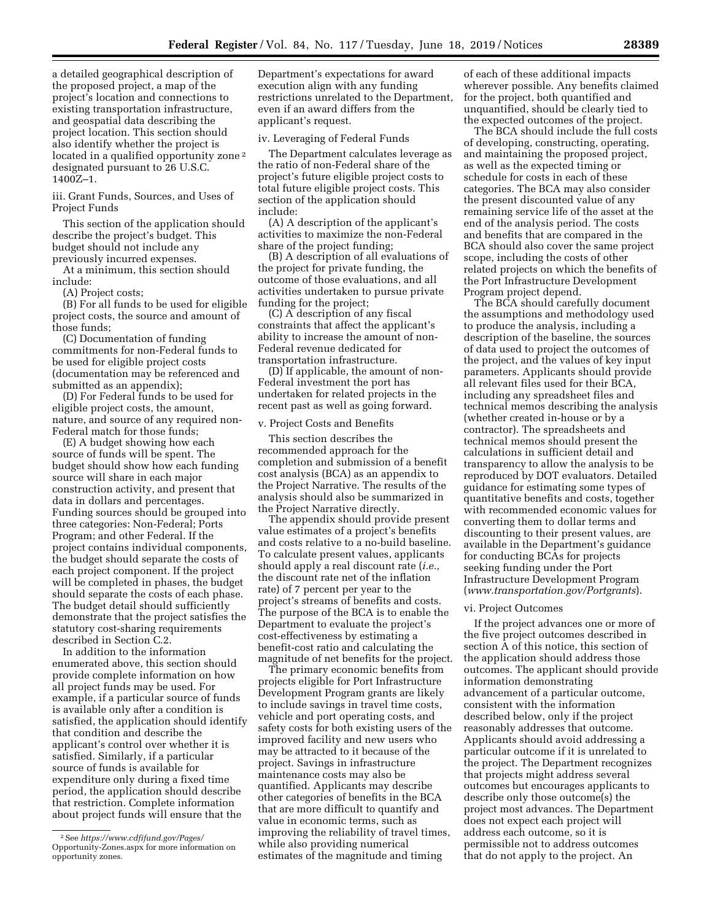a detailed geographical description of the proposed project, a map of the project's location and connections to existing transportation infrastructure, and geospatial data describing the project location. This section should also identify whether the project is located in a qualified opportunity zone [2] designated pursuant to 26 U.S.C. 1400Z–1.

iii. Grant Funds, Sources, and Uses of Project Funds

This section of the application should describe the project's budget. This budget should not include any previously incurred expenses.

At a minimum, this section should include:

(A) Project costs;

(B) For all funds to be used for eligible project costs, the source and amount of those funds;

(C) Documentation of funding commitments for non-Federal funds to be used for eligible project costs (documentation may be referenced and submitted as an appendix);

(D) For Federal funds to be used for eligible project costs, the amount, nature, and source of any required non-Federal match for those funds;

(E) A budget showing how each source of funds will be spent. The budget should show how each funding source will share in each major construction activity, and present that data in dollars and percentages. Funding sources should be grouped into three categories: Non-Federal; Ports Program; and other Federal. If the project contains individual components, the budget should separate the costs of each project component. If the project will be completed in phases, the budget should separate the costs of each phase. The budget detail should sufficiently demonstrate that the project satisfies the statutory cost-sharing requirements described in Section C.2.

In addition to the information enumerated above, this section should provide complete information on how all project funds may be used. For example, if a particular source of funds is available only after a condition is satisfied, the application should identify that condition and describe the applicant's control over whether it is satisfied. Similarly, if a particular source of funds is available for expenditure only during a fixed time period, the application should describe that restriction. Complete information about project funds will ensure that the Department's expectations for award execution align with any funding restrictions unrelated to the Department, even if an award differs from the applicant's request.

iv. Leveraging of Federal Funds

The Department calculates leverage as the ratio of non-Federal share of the project's future eligible project costs to total future eligible project costs. This section of the application should include:

(A) A description of the applicant's activities to maximize the non-Federal share of the project funding;

(B) A description of all evaluations of the project for private funding, the outcome of those evaluations, and all activities undertaken to pursue private funding for the project;

(C) A description of any fiscal constraints that affect the applicant's ability to increase the amount of non-Federal revenue dedicated for transportation infrastructure.

(D) If applicable, the amount of non-Federal investment the port has undertaken for related projects in the recent past as well as going forward.

v. Project Costs and Benefits

This section describes the recommended approach for the completion and submission of a benefit cost analysis (BCA) as an appendix to the Project Narrative. The results of the analysis should also be summarized in the Project Narrative directly.

The appendix should provide present value estimates of a project's benefits and costs relative to a no-build baseline. To calculate present values, applicants should apply a real discount rate (*i.e.,* the discount rate net of the inflation rate) of 7 percent per year to the project's streams of benefits and costs. The purpose of the BCA is to enable the Department to evaluate the project's cost-effectiveness by estimating a benefit-cost ratio and calculating the magnitude of net benefits for the project.

The primary economic benefits from projects eligible for Port Infrastructure Development Program grants are likely to include savings in travel time costs, vehicle and port operating costs, and safety costs for both existing users of the improved facility and new users who may be attracted to it because of the project. Savings in infrastructure maintenance costs may also be quantified. Applicants may describe other categories of benefits in the BCA that are more difficult to quantify and value in economic terms, such as improving the reliability of travel times, while also providing numerical estimates of the magnitude and timing of each of these additional impacts wherever possible. Any benefits claimed for the project, both quantified and unquantified, should be clearly tied to the expected outcomes of the project.

The BCA should include the full costs of developing, constructing, operating, and maintaining the proposed project, as well as the expected timing or schedule for costs in each of these categories. The BCA may also consider the present discounted value of any remaining service life of the asset at the end of the analysis period. The costs and benefits that are compared in the BCA should also cover the same project scope, including the costs of other related projects on which the benefits of the Port Infrastructure Development Program project depend.

The BCA should carefully document the assumptions and methodology used to produce the analysis, including a description of the baseline, the sources of data used to project the outcomes of the project, and the values of key input parameters. Applicants should provide all relevant files used for their BCA, including any spreadsheet files and technical memos describing the analysis (whether created in-house or by a contractor). The spreadsheets and technical memos should present the calculations in sufficient detail and transparency to allow the analysis to be reproduced by DOT evaluators. Detailed guidance for estimating some types of quantitative benefits and costs, together with recommended economic values for converting them to dollar terms and discounting to their present values, are available in the Department's guidance for conducting BCAs for projects seeking funding under the Port Infrastructure Development Program (*www.transportation.gov/Portgrants*).

vi. Project Outcomes

If the project advances one or more of the five project outcomes described in section A of this notice, this section of the application should address those outcomes. The applicant should provide information demonstrating advancement of a particular outcome, consistent with the information described below, only if the project reasonably addresses that outcome. Applicants should avoid addressing a particular outcome if it is unrelated to the project. The Department recognizes that projects might address several outcomes but encourages applicants to describe only those outcome(s) the project most advances. The Department does not expect each project will address each outcome, so it is permissible not to address outcomes that do not apply to the project. An

[2] See *https://www.cdfifund.gov/Pages/Opportunity-Zones.aspx* for more information on opportunity zones.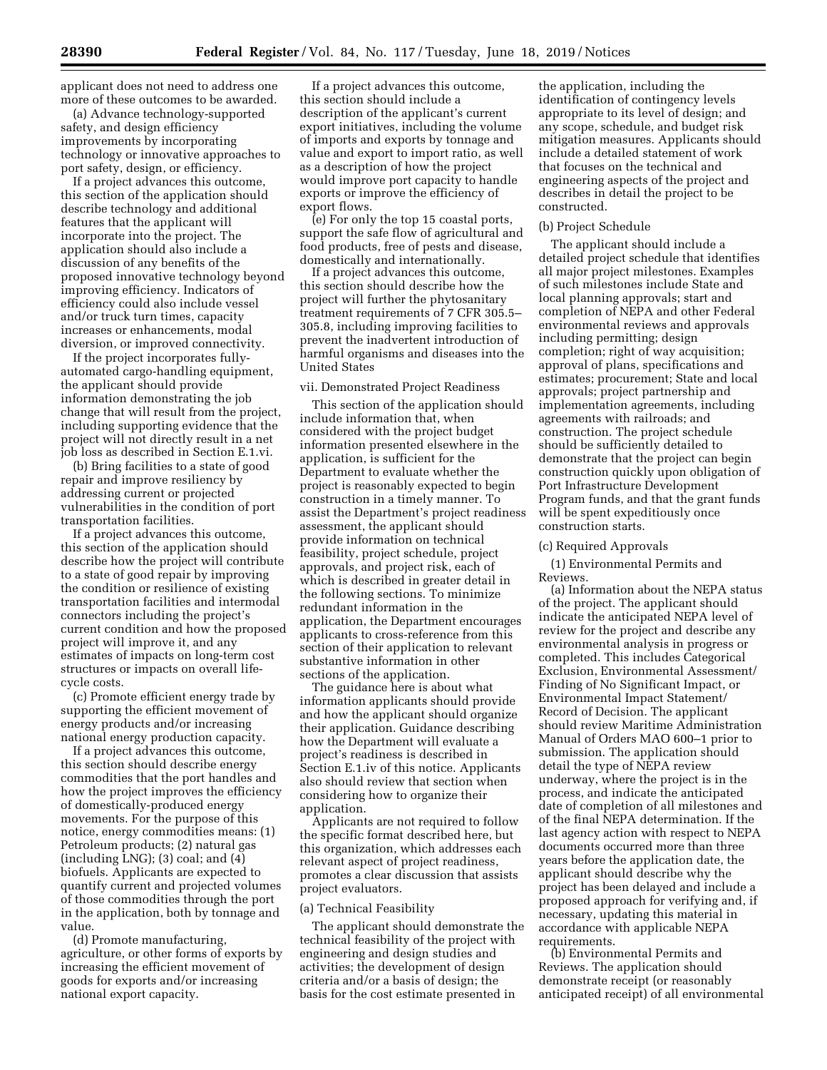applicant does not need to address one more of these outcomes to be awarded.

(a) Advance technology-supported safety, and design efficiency improvements by incorporating technology or innovative approaches to port safety, design, or efficiency.

If a project advances this outcome, this section of the application should describe technology and additional features that the applicant will incorporate into the project. The application should also include a discussion of any benefits of the proposed innovative technology beyond improving efficiency. Indicators of efficiency could also include vessel and/or truck turn times, capacity increases or enhancements, modal diversion, or improved connectivity.

If the project incorporates fully-automated cargo-handling equipment, the applicant should provide information demonstrating the job change that will result from the project, including supporting evidence that the project will not directly result in a net job loss as described in Section E.1.vi.

(b) Bring facilities to a state of good repair and improve resiliency by addressing current or projected vulnerabilities in the condition of port transportation facilities.

If a project advances this outcome, this section of the application should describe how the project will contribute to a state of good repair by improving the condition or resilience of existing transportation facilities and intermodal connectors including the project's current condition and how the proposed project will improve it, and any estimates of impacts on long-term cost structures or impacts on overall life-cycle costs.

(c) Promote efficient energy trade by supporting the efficient movement of energy products and/or increasing national energy production capacity.

If a project advances this outcome, this section should describe energy commodities that the port handles and how the project improves the efficiency of domestically-produced energy movements. For the purpose of this notice, energy commodities means: (1) Petroleum products; (2) natural gas (including LNG); (3) coal; and (4) biofuels. Applicants are expected to quantify current and projected volumes of those commodities through the port in the application, both by tonnage and value.

(d) Promote manufacturing, agriculture, or other forms of exports by increasing the efficient movement of goods for exports and/or increasing national export capacity.

If a project advances this outcome, this section should include a description of the applicant's current export initiatives, including the volume of imports and exports by tonnage and value and export to import ratio, as well as a description of how the project would improve port capacity to handle exports or improve the efficiency of export flows.

(e) For only the top 15 coastal ports, support the safe flow of agricultural and food products, free of pests and disease, domestically and internationally.

If a project advances this outcome, this section should describe how the project will further the phytosanitary treatment requirements of 7 CFR 305.5–305.8, including improving facilities to prevent the inadvertent introduction of harmful organisms and diseases into the United States

vii. Demonstrated Project Readiness

This section of the application should include information that, when considered with the project budget information presented elsewhere in the application, is sufficient for the Department to evaluate whether the project is reasonably expected to begin construction in a timely manner. To assist the Department's project readiness assessment, the applicant should provide information on technical feasibility, project schedule, project approvals, and project risk, each of which is described in greater detail in the following sections. To minimize redundant information in the application, the Department encourages applicants to cross-reference from this section of their application to relevant substantive information in other sections of the application.

The guidance here is about what information applicants should provide and how the applicant should organize their application. Guidance describing how the Department will evaluate a project's readiness is described in Section E.1.iv of this notice. Applicants also should review that section when considering how to organize their application.

Applicants are not required to follow the specific format described here, but this organization, which addresses each relevant aspect of project readiness, promotes a clear discussion that assists project evaluators.

(a) Technical Feasibility

The applicant should demonstrate the technical feasibility of the project with engineering and design studies and activities; the development of design criteria and/or a basis of design; the basis for the cost estimate presented in the application, including the identification of contingency levels appropriate to its level of design; and any scope, schedule, and budget risk mitigation measures. Applicants should include a detailed statement of work that focuses on the technical and engineering aspects of the project and describes in detail the project to be constructed.

(b) Project Schedule

The applicant should include a detailed project schedule that identifies all major project milestones. Examples of such milestones include State and local planning approvals; start and completion of NEPA and other Federal environmental reviews and approvals including permitting; design completion; right of way acquisition; approval of plans, specifications and estimates; procurement; State and local approvals; project partnership and implementation agreements, including agreements with railroads; and construction. The project schedule should be sufficiently detailed to demonstrate that the project can begin construction quickly upon obligation of Port Infrastructure Development Program funds, and that the grant funds will be spent expeditiously once construction starts.

(c) Required Approvals

(1) Environmental Permits and Reviews.

(a) Information about the NEPA status of the project. The applicant should indicate the anticipated NEPA level of review for the project and describe any environmental analysis in progress or completed. This includes Categorical Exclusion, Environmental Assessment/Finding of No Significant Impact, or Environmental Impact Statement/Record of Decision. The applicant should review Maritime Administration Manual of Orders MAO 600–1 prior to submission. The application should detail the type of NEPA review underway, where the project is in the process, and indicate the anticipated date of completion of all milestones and of the final NEPA determination. If the last agency action with respect to NEPA documents occurred more than three years before the application date, the applicant should describe why the project has been delayed and include a proposed approach for verifying and, if necessary, updating this material in accordance with applicable NEPA requirements.

(b) Environmental Permits and Reviews. The application should demonstrate receipt (or reasonably anticipated receipt) of all environmental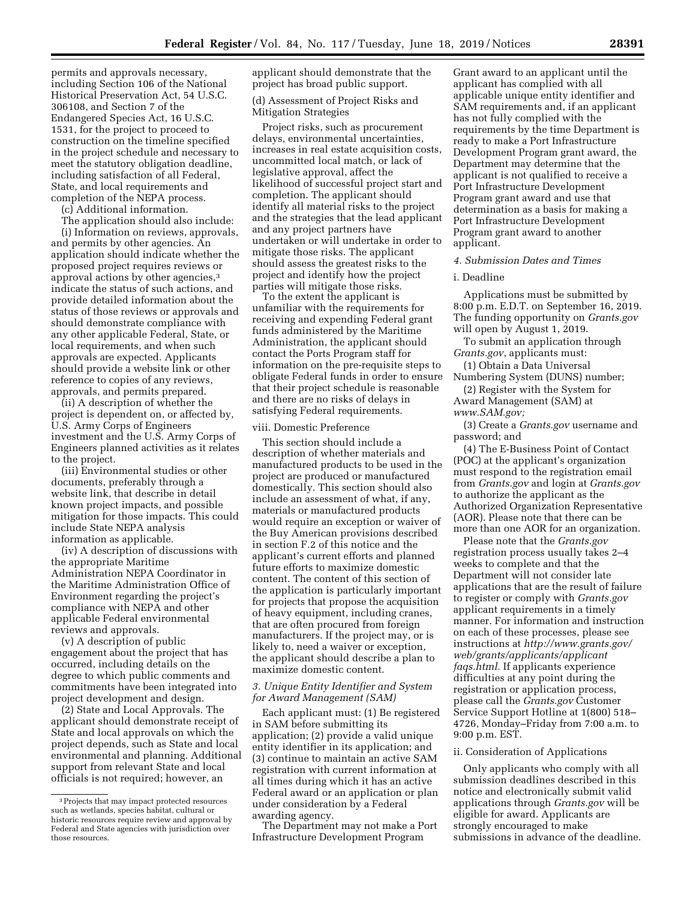permits and approvals necessary, including Section 106 of the National Historical Preservation Act, 54 U.S.C. 306108, and Section 7 of the Endangered Species Act, 16 U.S.C. 1531, for the project to proceed to construction on the timeline specified in the project schedule and necessary to meet the statutory obligation deadline, including satisfaction of all Federal, State, and local requirements and completion of the NEPA process.

(c) Additional information.

The application should also include:

(i) Information on reviews, approvals, and permits by other agencies. An application should indicate whether the proposed project requires reviews or approval actions by other agencies,[3] indicate the status of such actions, and provide detailed information about the status of those reviews or approvals and should demonstrate compliance with any other applicable Federal, State, or local requirements, and when such approvals are expected. Applicants should provide a website link or other reference to copies of any reviews, approvals, and permits prepared.

(ii) A description of whether the project is dependent on, or affected by, U.S. Army Corps of Engineers investment and the U.S. Army Corps of Engineers planned activities as it relates to the project.

(iii) Environmental studies or other documents, preferably through a website link, that describe in detail known project impacts, and possible mitigation for those impacts. This could include State NEPA analysis information as applicable.

(iv) A description of discussions with the appropriate Maritime Administration NEPA Coordinator in the Maritime Administration Office of Environment regarding the project's compliance with NEPA and other applicable Federal environmental reviews and approvals.

(v) A description of public engagement about the project that has occurred, including details on the degree to which public comments and commitments have been integrated into project development and design.

(2) State and Local Approvals. The applicant should demonstrate receipt of State and local approvals on which the project depends, such as State and local environmental and planning. Additional support from relevant State and local officials is not required; however, an applicant should demonstrate that the project has broad public support.

(d) Assessment of Project Risks and Mitigation Strategies

Project risks, such as procurement delays, environmental uncertainties, increases in real estate acquisition costs, uncommitted local match, or lack of legislative approval, affect the likelihood of successful project start and completion. The applicant should identify all material risks to the project and the strategies that the lead applicant and any project partners have undertaken or will undertake in order to mitigate those risks. The applicant should assess the greatest risks to the project and identify how the project parties will mitigate those risks.

To the extent the applicant is unfamiliar with the requirements for receiving and expending Federal grant funds administered by the Maritime Administration, the applicant should contact the Ports Program staff for information on the pre-requisite steps to obligate Federal funds in order to ensure that their project schedule is reasonable and there are no risks of delays in satisfying Federal requirements.

viii. Domestic Preference

This section should include a description of whether materials and manufactured products to be used in the project are produced or manufactured domestically. This section should also include an assessment of what, if any, materials or manufactured products would require an exception or waiver of the Buy American provisions described in section F.2 of this notice and the applicant's current efforts and planned future efforts to maximize domestic content. The content of this section of the application is particularly important for projects that propose the acquisition of heavy equipment, including cranes, that are often procured from foreign manufacturers. If the project may, or is likely to, need a waiver or exception, the applicant should describe a plan to maximize domestic content.

*3. Unique Entity Identifier and System for Award Management (SAM)*

Each applicant must: (1) Be registered in SAM before submitting its application; (2) provide a valid unique entity identifier in its application; and (3) continue to maintain an active SAM registration with current information at all times during which it has an active Federal award or an application or plan under consideration by a Federal awarding agency.

The Department may not make a Port Infrastructure Development Program Grant award to an applicant until the applicant has complied with all applicable unique entity identifier and SAM requirements and, if an applicant has not fully complied with the requirements by the time Department is ready to make a Port Infrastructure Development Program grant award, the Department may determine that the applicant is not qualified to receive a Port Infrastructure Development Program grant award and use that determination as a basis for making a Port Infrastructure Development Program grant award to another applicant.

*4. Submission Dates and Times*

i. Deadline

Applications must be submitted by 8:00 p.m. E.D.T. on September 16, 2019. The funding opportunity on *Grants.gov* will open by August 1, 2019.

To submit an application through *Grants.gov*, applicants must:

(1) Obtain a Data Universal Numbering System (DUNS) number;

(2) Register with the System for Award Management (SAM) at *www.SAM.gov;*

(3) Create a *Grants.gov* username and password; and

(4) The E-Business Point of Contact (POC) at the applicant's organization must respond to the registration email from *Grants.gov* and login at *Grants.gov* to authorize the applicant as the Authorized Organization Representative (AOR). Please note that there can be more than one AOR for an organization.

Please note that the *Grants.gov* registration process usually takes 2–4 weeks to complete and that the Department will not consider late applications that are the result of failure to register or comply with *Grants.gov* applicant requirements in a timely manner. For information and instruction on each of these processes, please see instructions at *http://www.grants.gov/web/grants/applicants/applicant faqs.html.* If applicants experience difficulties at any point during the registration or application process, please call the *Grants.gov* Customer Service Support Hotline at 1(800) 518–4726, Monday–Friday from 7:00 a.m. to 9:00 p.m. EST.

ii. Consideration of Applications

Only applicants who comply with all submission deadlines described in this notice and electronically submit valid applications through *Grants.gov* will be eligible for award. Applicants are strongly encouraged to make submissions in advance of the deadline.

[3] Projects that may impact protected resources such as wetlands, species habitat, cultural or historic resources require review and approval by Federal and State agencies with jurisdiction over those resources.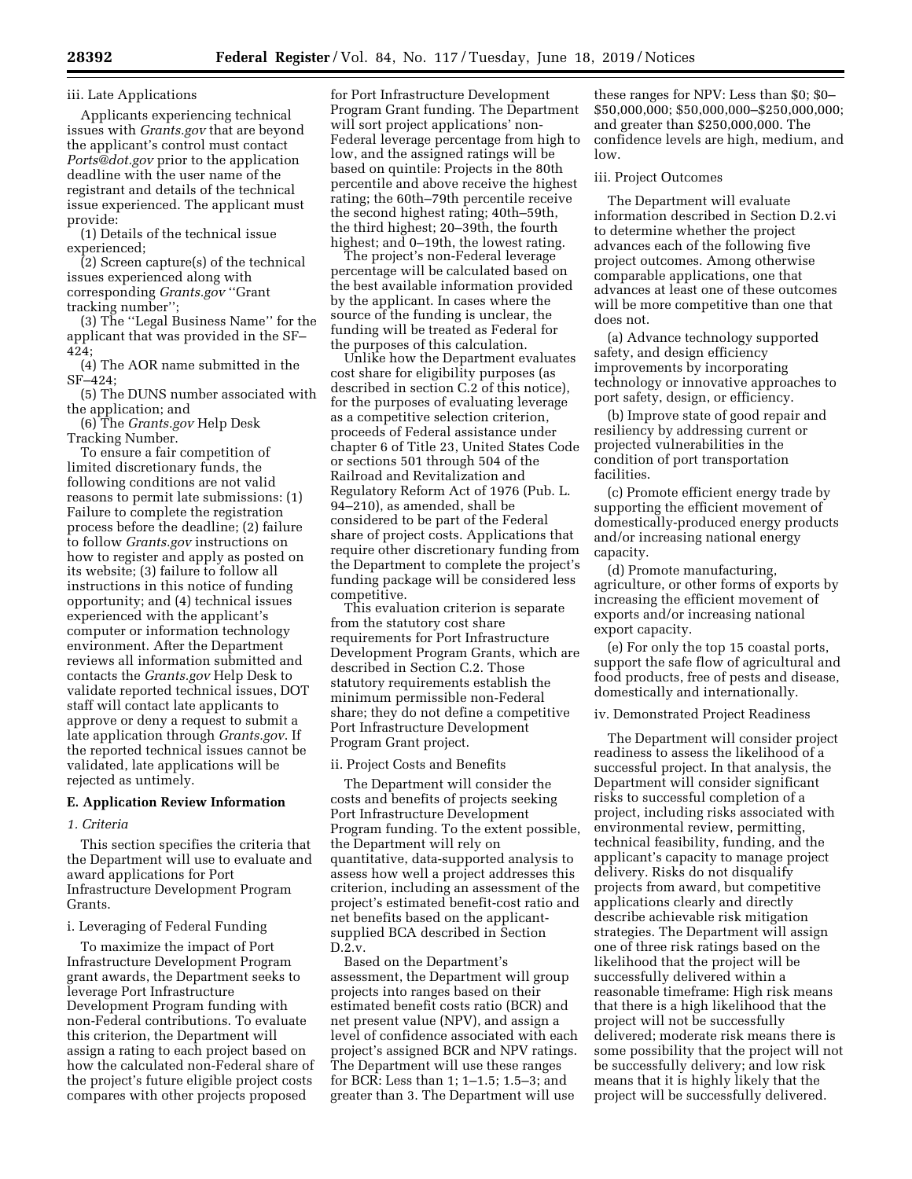iii. Late Applications

Applicants experiencing technical issues with *Grants.gov* that are beyond the applicant's control must contact *Ports@dot.gov* prior to the application deadline with the user name of the registrant and details of the technical issue experienced. The applicant must provide:

(1) Details of the technical issue experienced;

(2) Screen capture(s) of the technical issues experienced along with corresponding *Grants.gov* ''Grant tracking number'';

(3) The ''Legal Business Name'' for the applicant that was provided in the SF–424;

(4) The AOR name submitted in the SF–424;

(5) The DUNS number associated with the application; and

(6) The *Grants.gov* Help Desk Tracking Number.

To ensure a fair competition of limited discretionary funds, the following conditions are not valid reasons to permit late submissions: (1) Failure to complete the registration process before the deadline; (2) failure to follow *Grants.gov* instructions on how to register and apply as posted on its website; (3) failure to follow all instructions in this notice of funding opportunity; and (4) technical issues experienced with the applicant's computer or information technology environment. After the Department reviews all information submitted and contacts the *Grants.gov* Help Desk to validate reported technical issues, DOT staff will contact late applicants to approve or deny a request to submit a late application through *Grants.gov*. If the reported technical issues cannot be validated, late applications will be rejected as untimely.

## E. Application Review Information

### *1. Criteria*

This section specifies the criteria that the Department will use to evaluate and award applications for Port Infrastructure Development Program Grants.

i. Leveraging of Federal Funding

To maximize the impact of Port Infrastructure Development Program grant awards, the Department seeks to leverage Port Infrastructure Development Program funding with non-Federal contributions. To evaluate this criterion, the Department will assign a rating to each project based on how the calculated non-Federal share of the project's future eligible project costs compares with other projects proposed for Port Infrastructure Development Program Grant funding. The Department will sort project applications' non-Federal leverage percentage from high to low, and the assigned ratings will be based on quintile: Projects in the 80th percentile and above receive the highest rating; the 60th–79th percentile receive the second highest rating; 40th–59th, the third highest; 20–39th, the fourth highest; and 0–19th, the lowest rating.

The project's non-Federal leverage percentage will be calculated based on the best available information provided by the applicant. In cases where the source of the funding is unclear, the funding will be treated as Federal for the purposes of this calculation.

Unlike how the Department evaluates cost share for eligibility purposes (as described in section C.2 of this notice), for the purposes of evaluating leverage as a competitive selection criterion, proceeds of Federal assistance under chapter 6 of Title 23, United States Code or sections 501 through 504 of the Railroad and Revitalization and Regulatory Reform Act of 1976 (Pub. L. 94–210), as amended, shall be considered to be part of the Federal share of project costs. Applications that require other discretionary funding from the Department to complete the project's funding package will be considered less competitive.

This evaluation criterion is separate from the statutory cost share requirements for Port Infrastructure Development Program Grants, which are described in Section C.2. Those statutory requirements establish the minimum permissible non-Federal share; they do not define a competitive Port Infrastructure Development Program Grant project.

ii. Project Costs and Benefits

The Department will consider the costs and benefits of projects seeking Port Infrastructure Development Program funding. To the extent possible, the Department will rely on quantitative, data-supported analysis to assess how well a project addresses this criterion, including an assessment of the project's estimated benefit-cost ratio and net benefits based on the applicant-supplied BCA described in Section D.2.v.

Based on the Department's assessment, the Department will group projects into ranges based on their estimated benefit costs ratio (BCR) and net present value (NPV), and assign a level of confidence associated with each project's assigned BCR and NPV ratings. The Department will use these ranges for BCR: Less than 1; 1–1.5; 1.5–3; and greater than 3. The Department will use these ranges for NPV: Less than $0; $0–$50,000,000; $50,000,000–$250,000,000; and greater than $250,000,000. The confidence levels are high, medium, and low.

iii. Project Outcomes

The Department will evaluate information described in Section D.2.vi to determine whether the project advances each of the following five project outcomes. Among otherwise comparable applications, one that advances at least one of these outcomes will be more competitive than one that does not.

(a) Advance technology supported safety, and design efficiency improvements by incorporating technology or innovative approaches to port safety, design, or efficiency.

(b) Improve state of good repair and resiliency by addressing current or projected vulnerabilities in the condition of port transportation facilities.

(c) Promote efficient energy trade by supporting the efficient movement of domestically-produced energy products and/or increasing national energy capacity.

(d) Promote manufacturing, agriculture, or other forms of exports by increasing the efficient movement of exports and/or increasing national export capacity.

(e) For only the top 15 coastal ports, support the safe flow of agricultural and food products, free of pests and disease, domestically and internationally.

iv. Demonstrated Project Readiness

The Department will consider project readiness to assess the likelihood of a successful project. In that analysis, the Department will consider significant risks to successful completion of a project, including risks associated with environmental review, permitting, technical feasibility, funding, and the applicant's capacity to manage project delivery. Risks do not disqualify projects from award, but competitive applications clearly and directly describe achievable risk mitigation strategies. The Department will assign one of three risk ratings based on the likelihood that the project will be successfully delivered within a reasonable timeframe: High risk means that there is a high likelihood that the project will not be successfully delivered; moderate risk means there is some possibility that the project will not be successfully delivery; and low risk means that it is highly likely that the project will be successfully delivered.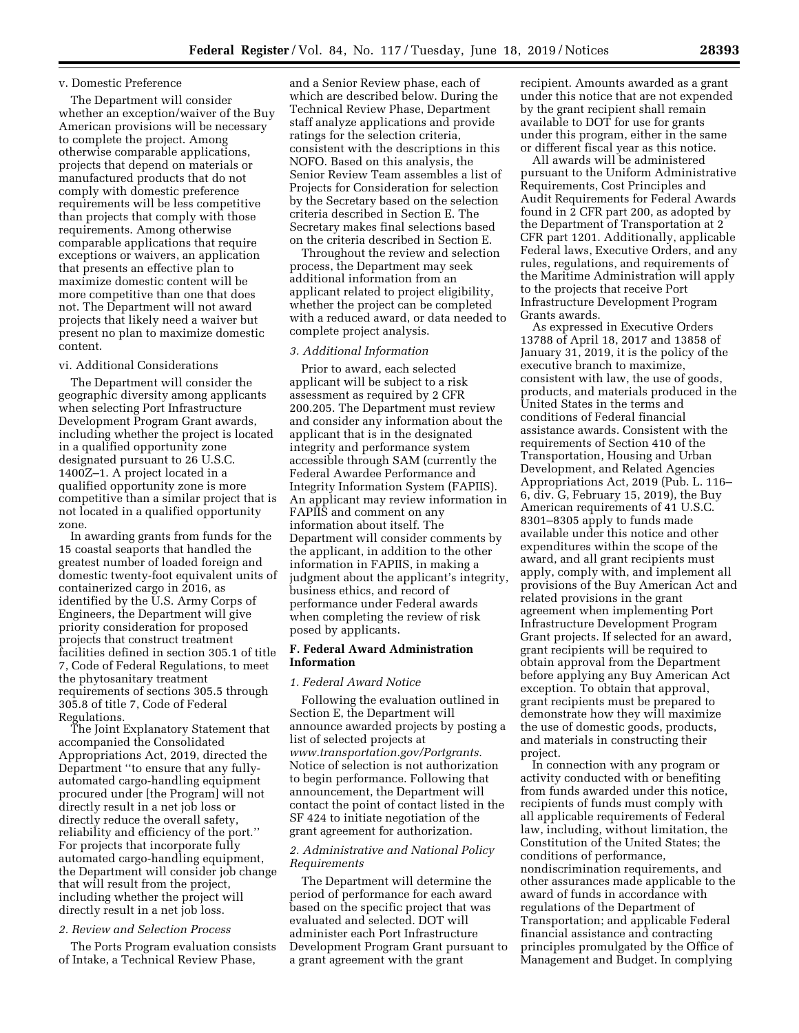v. Domestic Preference

The Department will consider whether an exception/waiver of the Buy American provisions will be necessary to complete the project. Among otherwise comparable applications, projects that depend on materials or manufactured products that do not comply with domestic preference requirements will be less competitive than projects that comply with those requirements. Among otherwise comparable applications that require exceptions or waivers, an application that presents an effective plan to maximize domestic content will be more competitive than one that does not. The Department will not award projects that likely need a waiver but present no plan to maximize domestic content.

vi. Additional Considerations

The Department will consider the geographic diversity among applicants when selecting Port Infrastructure Development Program Grant awards, including whether the project is located in a qualified opportunity zone designated pursuant to 26 U.S.C. 1400Z–1. A project located in a qualified opportunity zone is more competitive than a similar project that is not located in a qualified opportunity zone.

In awarding grants from funds for the 15 coastal seaports that handled the greatest number of loaded foreign and domestic twenty-foot equivalent units of containerized cargo in 2016, as identified by the U.S. Army Corps of Engineers, the Department will give priority consideration for proposed projects that construct treatment facilities defined in section 305.1 of title 7, Code of Federal Regulations, to meet the phytosanitary treatment requirements of sections 305.5 through 305.8 of title 7, Code of Federal Regulations.

The Joint Explanatory Statement that accompanied the Consolidated Appropriations Act, 2019, directed the Department ''to ensure that any fully-automated cargo-handling equipment procured under [the Program] will not directly result in a net job loss or directly reduce the overall safety, reliability and efficiency of the port.'' For projects that incorporate fully automated cargo-handling equipment, the Department will consider job change that will result from the project, including whether the project will directly result in a net job loss.

*2. Review and Selection Process*

The Ports Program evaluation consists of Intake, a Technical Review Phase, and a Senior Review phase, each of which are described below. During the Technical Review Phase, Department staff analyze applications and provide ratings for the selection criteria, consistent with the descriptions in this NOFO. Based on this analysis, the Senior Review Team assembles a list of Projects for Consideration for selection by the Secretary based on the selection criteria described in Section E. The Secretary makes final selections based on the criteria described in Section E.

Throughout the review and selection process, the Department may seek additional information from an applicant related to project eligibility, whether the project can be completed with a reduced award, or data needed to complete project analysis.

*3. Additional Information*

Prior to award, each selected applicant will be subject to a risk assessment as required by 2 CFR 200.205. The Department must review and consider any information about the applicant that is in the designated integrity and performance system accessible through SAM (currently the Federal Awardee Performance and Integrity Information System (FAPIIS). An applicant may review information in FAPIIS and comment on any information about itself. The Department will consider comments by the applicant, in addition to the other information in FAPIIS, in making a judgment about the applicant's integrity, business ethics, and record of performance under Federal awards when completing the review of risk posed by applicants.

## F. Federal Award Administration Information

*1. Federal Award Notice*

Following the evaluation outlined in Section E, the Department will announce awarded projects by posting a list of selected projects at *www.transportation.gov/Portgrants.* Notice of selection is not authorization to begin performance. Following that announcement, the Department will contact the point of contact listed in the SF 424 to initiate negotiation of the grant agreement for authorization.

*2. Administrative and National Policy Requirements*

The Department will determine the period of performance for each award based on the specific project that was evaluated and selected. DOT will administer each Port Infrastructure Development Program Grant pursuant to a grant agreement with the grant recipient. Amounts awarded as a grant under this notice that are not expended by the grant recipient shall remain available to DOT for use for grants under this program, either in the same or different fiscal year as this notice.

All awards will be administered pursuant to the Uniform Administrative Requirements, Cost Principles and Audit Requirements for Federal Awards found in 2 CFR part 200, as adopted by the Department of Transportation at 2 CFR part 1201. Additionally, applicable Federal laws, Executive Orders, and any rules, regulations, and requirements of the Maritime Administration will apply to the projects that receive Port Infrastructure Development Program Grants awards.

As expressed in Executive Orders 13788 of April 18, 2017 and 13858 of January 31, 2019, it is the policy of the executive branch to maximize, consistent with law, the use of goods, products, and materials produced in the United States in the terms and conditions of Federal financial assistance awards. Consistent with the requirements of Section 410 of the Transportation, Housing and Urban Development, and Related Agencies Appropriations Act, 2019 (Pub. L. 116–6, div. G, February 15, 2019), the Buy American requirements of 41 U.S.C. 8301–8305 apply to funds made available under this notice and other expenditures within the scope of the award, and all grant recipients must apply, comply with, and implement all provisions of the Buy American Act and related provisions in the grant agreement when implementing Port Infrastructure Development Program Grant projects. If selected for an award, grant recipients will be required to obtain approval from the Department before applying any Buy American Act exception. To obtain that approval, grant recipients must be prepared to demonstrate how they will maximize the use of domestic goods, products, and materials in constructing their project.

In connection with any program or activity conducted with or benefiting from funds awarded under this notice, recipients of funds must comply with all applicable requirements of Federal law, including, without limitation, the Constitution of the United States; the conditions of performance, nondiscrimination requirements, and other assurances made applicable to the award of funds in accordance with regulations of the Department of Transportation; and applicable Federal financial assistance and contracting principles promulgated by the Office of Management and Budget. In complying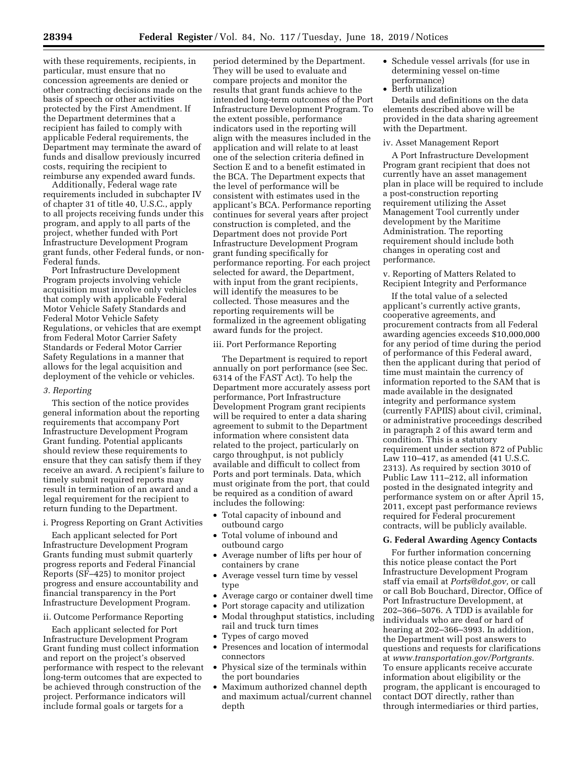with these requirements, recipients, in particular, must ensure that no concession agreements are denied or other contracting decisions made on the basis of speech or other activities protected by the First Amendment. If the Department determines that a recipient has failed to comply with applicable Federal requirements, the Department may terminate the award of funds and disallow previously incurred costs, requiring the recipient to reimburse any expended award funds.

Additionally, Federal wage rate requirements included in subchapter IV of chapter 31 of title 40, U.S.C., apply to all projects receiving funds under this program, and apply to all parts of the project, whether funded with Port Infrastructure Development Program grant funds, other Federal funds, or non-Federal funds.

Port Infrastructure Development Program projects involving vehicle acquisition must involve only vehicles that comply with applicable Federal Motor Vehicle Safety Standards and Federal Motor Vehicle Safety Regulations, or vehicles that are exempt from Federal Motor Carrier Safety Standards or Federal Motor Carrier Safety Regulations in a manner that allows for the legal acquisition and deployment of the vehicle or vehicles.

*3. Reporting*

This section of the notice provides general information about the reporting requirements that accompany Port Infrastructure Development Program Grant funding. Potential applicants should review these requirements to ensure that they can satisfy them if they receive an award. A recipient's failure to timely submit required reports may result in termination of an award and a legal requirement for the recipient to return funding to the Department.

i. Progress Reporting on Grant Activities

Each applicant selected for Port Infrastructure Development Program Grants funding must submit quarterly progress reports and Federal Financial Reports (SF–425) to monitor project progress and ensure accountability and financial transparency in the Port Infrastructure Development Program.

ii. Outcome Performance Reporting

Each applicant selected for Port Infrastructure Development Program Grant funding must collect information and report on the project's observed performance with respect to the relevant long-term outcomes that are expected to be achieved through construction of the project. Performance indicators will include formal goals or targets for a period determined by the Department. They will be used to evaluate and compare projects and monitor the results that grant funds achieve to the intended long-term outcomes of the Port Infrastructure Development Program. To the extent possible, performance indicators used in the reporting will align with the measures included in the application and will relate to at least one of the selection criteria defined in Section E and to a benefit estimated in the BCA. The Department expects that the level of performance will be consistent with estimates used in the applicant's BCA. Performance reporting continues for several years after project construction is completed, and the Department does not provide Port Infrastructure Development Program grant funding specifically for performance reporting. For each project selected for award, the Department, with input from the grant recipients, will identify the measures to be collected. Those measures and the reporting requirements will be formalized in the agreement obligating award funds for the project.

iii. Port Performance Reporting

The Department is required to report annually on port performance (see Sec. 6314 of the FAST Act). To help the Department more accurately assess port performance, Port Infrastructure Development Program grant recipients will be required to enter a data sharing agreement to submit to the Department information where consistent data related to the project, particularly on cargo throughput, is not publicly available and difficult to collect from Ports and port terminals. Data, which must originate from the port, that could be required as a condition of award includes the following:

- Total capacity of inbound and outbound cargo
- Total volume of inbound and outbound cargo
- Average number of lifts per hour of containers by crane
- Average vessel turn time by vessel type
- Average cargo or container dwell time
- Port storage capacity and utilization
- Modal throughput statistics, including rail and truck turn times
- Types of cargo moved
- Presences and location of intermodal connectors
- Physical size of the terminals within the port boundaries
- Maximum authorized channel depth and maximum actual/current channel depth
- Schedule vessel arrivals (for use in determining vessel on-time performance)
- Berth utilization

Details and definitions on the data elements described above will be provided in the data sharing agreement with the Department.

iv. Asset Management Report

A Port Infrastructure Development Program grant recipient that does not currently have an asset management plan in place will be required to include a post-construction reporting requirement utilizing the Asset Management Tool currently under development by the Maritime Administration. The reporting requirement should include both changes in operating cost and performance.

v. Reporting of Matters Related to Recipient Integrity and Performance

If the total value of a selected applicant's currently active grants, cooperative agreements, and procurement contracts from all Federal awarding agencies exceeds $10,000,000 for any period of time during the period of performance of this Federal award, then the applicant during that period of time must maintain the currency of information reported to the SAM that is made available in the designated integrity and performance system (currently FAPIIS) about civil, criminal, or administrative proceedings described in paragraph 2 of this award term and condition. This is a statutory requirement under section 872 of Public Law 110–417, as amended (41 U.S.C. 2313). As required by section 3010 of Public Law 111–212, all information posted in the designated integrity and performance system on or after April 15, 2011, except past performance reviews required for Federal procurement contracts, will be publicly available.

**G. Federal Awarding Agency Contacts**

For further information concerning this notice please contact the Port Infrastructure Development Program staff via email at *Ports@dot.gov,* or call or call Bob Bouchard, Director, Office of Port Infrastructure Development, at 202–366–5076. A TDD is available for individuals who are deaf or hard of hearing at 202–366–3993. In addition, the Department will post answers to questions and requests for clarifications at *www.transportation.gov/Portgrants.* To ensure applicants receive accurate information about eligibility or the program, the applicant is encouraged to contact DOT directly, rather than through intermediaries or third parties,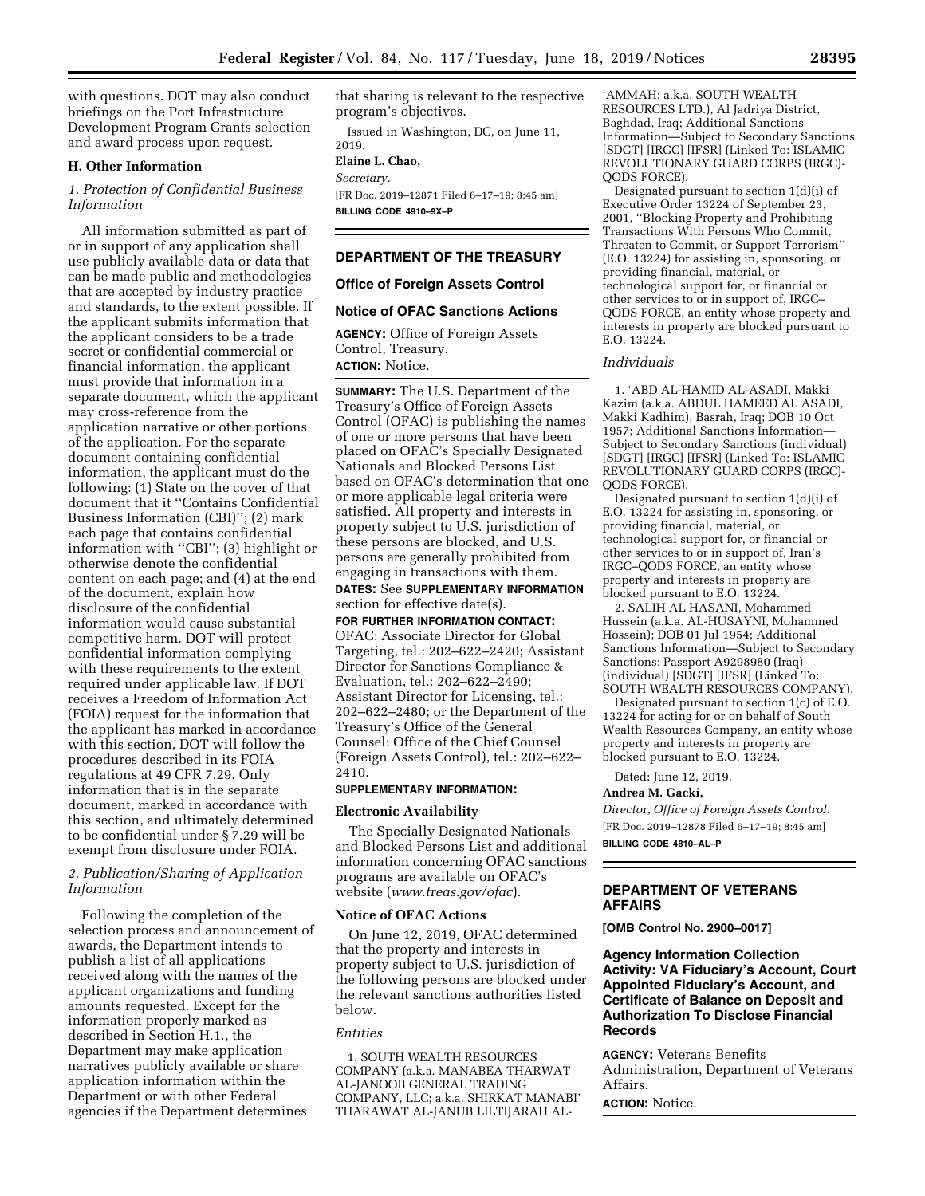with questions. DOT may also conduct briefings on the Port Infrastructure Development Program Grants selection and award process upon request.

### H. Other Information

*1. Protection of Confidential Business Information*

All information submitted as part of or in support of any application shall use publicly available data or data that can be made public and methodologies that are accepted by industry practice and standards, to the extent possible. If the applicant submits information that the applicant considers to be a trade secret or confidential commercial or financial information, the applicant must provide that information in a separate document, which the applicant may cross-reference from the application narrative or other portions of the application. For the separate document containing confidential information, the applicant must do the following: (1) State on the cover of that document that it ''Contains Confidential Business Information (CBI)''; (2) mark each page that contains confidential information with ''CBI''; (3) highlight or otherwise denote the confidential content on each page; and (4) at the end of the document, explain how disclosure of the confidential information would cause substantial competitive harm. DOT will protect confidential information complying with these requirements to the extent required under applicable law. If DOT receives a Freedom of Information Act (FOIA) request for the information that the applicant has marked in accordance with this section, DOT will follow the procedures described in its FOIA regulations at 49 CFR 7.29. Only information that is in the separate document, marked in accordance with this section, and ultimately determined to be confidential under § 7.29 will be exempt from disclosure under FOIA.

*2. Publication/Sharing of Application Information*

Following the completion of the selection process and announcement of awards, the Department intends to publish a list of all applications received along with the names of the applicant organizations and funding amounts requested. Except for the information properly marked as described in Section H.1., the Department may make application narratives publicly available or share application information within the Department or with other Federal agencies if the Department determines that sharing is relevant to the respective program's objectives.

Issued in Washington, DC, on June 11, 2019.

**Elaine L. Chao,**

*Secretary.*

[FR Doc. 2019–12871 Filed 6–17–19; 8:45 am]

**BILLING CODE 4910–9X–P**

## DEPARTMENT OF THE TREASURY

### Office of Foreign Assets Control

### Notice of OFAC Sanctions Actions

**AGENCY:** Office of Foreign Assets Control, Treasury.

**ACTION:** Notice.

**SUMMARY:** The U.S. Department of the Treasury's Office of Foreign Assets Control (OFAC) is publishing the names of one or more persons that have been placed on OFAC's Specially Designated Nationals and Blocked Persons List based on OFAC's determination that one or more applicable legal criteria were satisfied. All property and interests in property subject to U.S. jurisdiction of these persons are blocked, and U.S. persons are generally prohibited from engaging in transactions with them.

**DATES:** See **SUPPLEMENTARY INFORMATION** section for effective date(s).

**FOR FURTHER INFORMATION CONTACT:** OFAC: Associate Director for Global Targeting, tel.: 202–622–2420; Assistant Director for Sanctions Compliance & Evaluation, tel.: 202–622–2490; Assistant Director for Licensing, tel.: 202–622–2480; or the Department of the Treasury's Office of the General Counsel: Office of the Chief Counsel (Foreign Assets Control), tel.: 202–622–2410.

**SUPPLEMENTARY INFORMATION:**

#### Electronic Availability

The Specially Designated Nationals and Blocked Persons List and additional information concerning OFAC sanctions programs are available on OFAC's website (*www.treas.gov/ofac*).

#### Notice of OFAC Actions

On June 12, 2019, OFAC determined that the property and interests in property subject to U.S. jurisdiction of the following persons are blocked under the relevant sanctions authorities listed below.

*Entities*

1. SOUTH WEALTH RESOURCES COMPANY (a.k.a. MANABEA THARWAT AL-JANOOB GENERAL TRADING COMPANY, LLC; a.k.a. SHIRKAT MANABI' THARAWAT AL-JANUB LILTIJARAH AL-'AMMAH; a.k.a. SOUTH WEALTH RESOURCES LTD.), Al Jadriya District, Baghdad, Iraq; Additional Sanctions Information—Subject to Secondary Sanctions [SDGT] [IRGC] [IFSR] (Linked To: ISLAMIC REVOLUTIONARY GUARD CORPS (IRGC)-QODS FORCE).

Designated pursuant to section 1(d)(i) of Executive Order 13224 of September 23, 2001, ''Blocking Property and Prohibiting Transactions With Persons Who Commit, Threaten to Commit, or Support Terrorism'' (E.O. 13224) for assisting in, sponsoring, or providing financial, material, or technological support for, or financial or other services to or in support of, IRGC–QODS FORCE, an entity whose property and interests in property are blocked pursuant to E.O. 13224.

*Individuals*

1. 'ABD AL-HAMID AL-ASADI, Makki Kazim (a.k.a. ABDUL HAMEED AL ASADI, Makki Kadhim), Basrah, Iraq; DOB 10 Oct 1957; Additional Sanctions Information—Subject to Secondary Sanctions (individual) [SDGT] [IRGC] [IFSR] (Linked To: ISLAMIC REVOLUTIONARY GUARD CORPS (IRGC)-QODS FORCE).

Designated pursuant to section 1(d)(i) of E.O. 13224 for assisting in, sponsoring, or providing financial, material, or technological support for, or financial or other services to or in support of, Iran's IRGC–QODS FORCE, an entity whose property and interests in property are blocked pursuant to E.O. 13224.

2. SALIH AL HASANI, Mohammed Hussein (a.k.a. AL-HUSAYNI, Mohammed Hossein); DOB 01 Jul 1954; Additional Sanctions Information—Subject to Secondary Sanctions; Passport A9298980 (Iraq) (individual) [SDGT] [IFSR] (Linked To: SOUTH WEALTH RESOURCES COMPANY).

Designated pursuant to section 1(c) of E.O. 13224 for acting for or on behalf of South Wealth Resources Company, an entity whose property and interests in property are blocked pursuant to E.O. 13224.

Dated: June 12, 2019.

**Andrea M. Gacki,**

*Director, Office of Foreign Assets Control.*

[FR Doc. 2019–12878 Filed 6–17–19; 8:45 am]

**BILLING CODE 4810–AL–P**

## DEPARTMENT OF VETERANS AFFAIRS

**[OMB Control No. 2900–0017]**

### Agency Information Collection Activity: VA Fiduciary's Account, Court Appointed Fiduciary's Account, and Certificate of Balance on Deposit and Authorization To Disclose Financial Records

**AGENCY:** Veterans Benefits Administration, Department of Veterans Affairs.

**ACTION:** Notice.